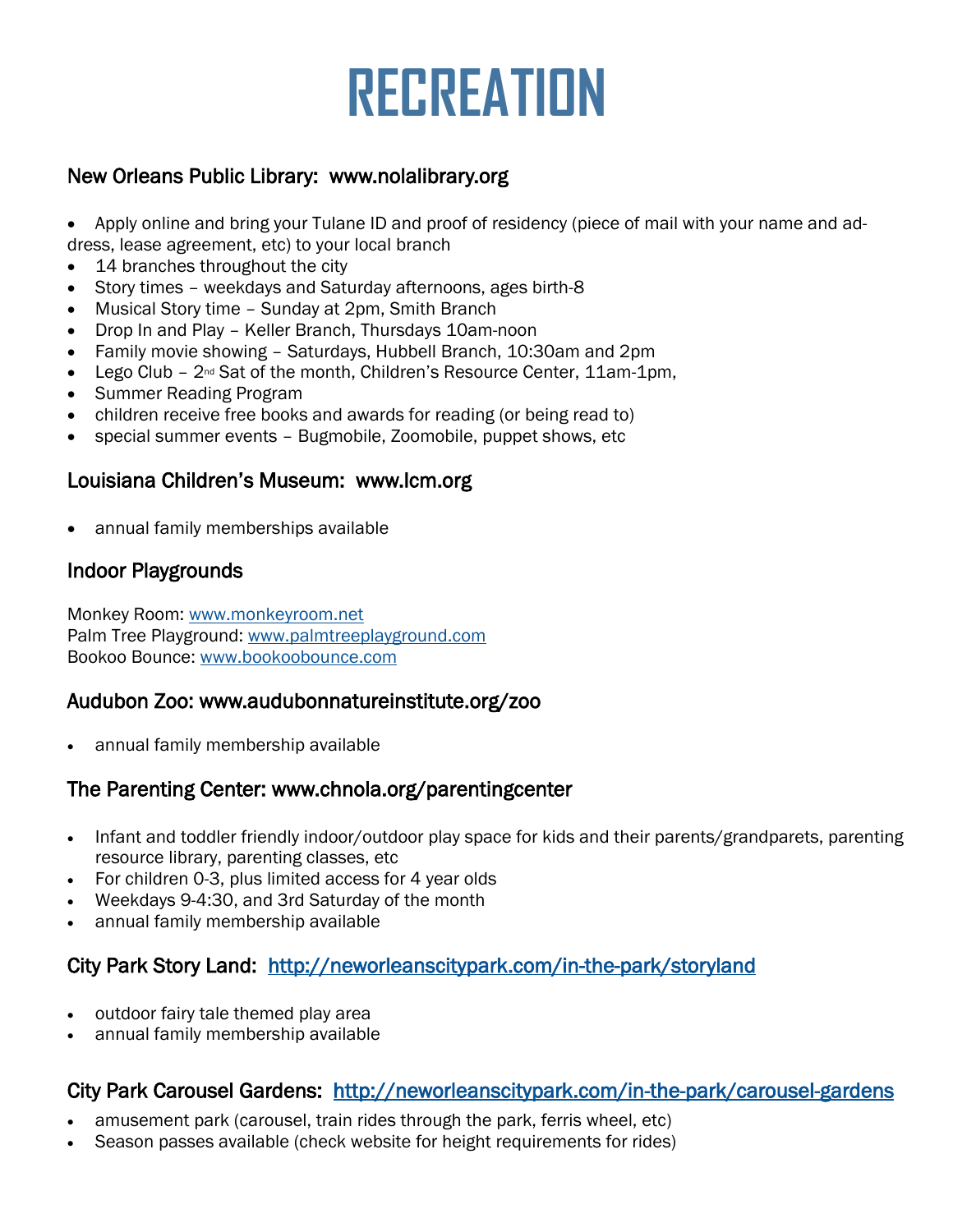# RECREATION

## New Orleans Public Library: www.nolalibrary.org

- Apply online and bring your Tulane ID and proof of residency (piece of mail with your name and address, lease agreement, etc) to your local branch
- 14 branches throughout the city
- Story times – weekdays and Saturday afternoons, ages birth-8
- Musical Story time – Sunday at 2pm, Smith Branch
- Drop In and Play – Keller Branch, Thursdays 10am-noon
- Family movie showing – Saturdays, Hubbell Branch, 10:30am and 2pm
- Lego Club – 2nd Sat of the month, Children's Resource Center, 11am-1pm,
- Summer Reading Program
- children receive free books and awards for reading (or being read to)
- special summer events – Bugmobile, Zoomobile, puppet shows, etc

## Louisiana Children's Museum: www.lcm.org

- annual family memberships available

## Indoor Playgrounds

Monkey Room: www.monkeyroom.net
Palm Tree Playground: www.palmtreeplayground.com
Bookoo Bounce: www.bookoobounce.com

## Audubon Zoo: www.audubonnatureinstitute.org/zoo

- annual family membership available

## The Parenting Center: www.chnola.org/parentingcenter

- Infant and toddler friendly indoor/outdoor play space for kids and their parents/grandparets, parenting resource library, parenting classes, etc
- For children 0-3, plus limited access for 4 year olds
- Weekdays 9-4:30, and 3rd Saturday of the month
- annual family membership available

## City Park Story Land: http://neworleanscitypark.com/in-the-park/storyland

- outdoor fairy tale themed play area
- annual family membership available

## City Park Carousel Gardens: http://neworleanscitypark.com/in-the-park/carousel-gardens

- amusement park (carousel, train rides through the park, ferris wheel, etc)
- Season passes available (check website for height requirements for rides)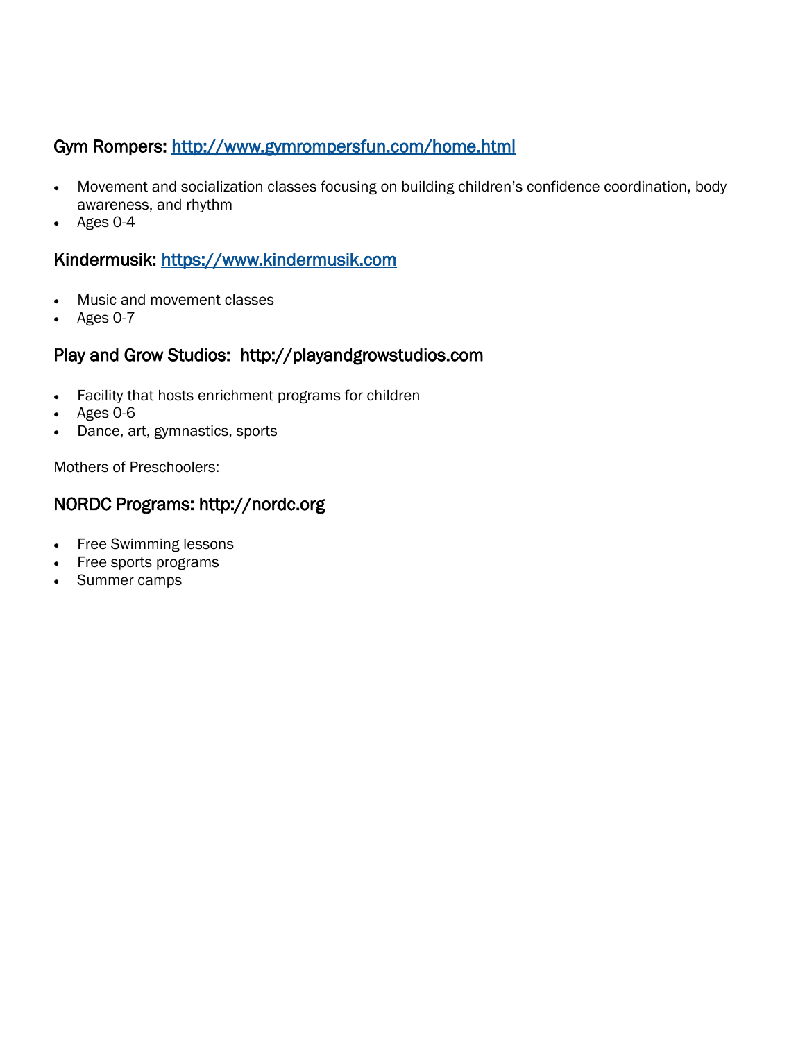## Gym Rompers: [http://www.gymrompersfun.com/home.html](http://www.gymrompersfun.com/home.html)

- Movement and socialization classes focusing on building children's confidence coordination, body awareness, and rhythm
- Ages 0-4

## Kindermusik: [https://www.kindermusik.com](https://www.kindermusik.com)

- Music and movement classes
- Ages 0-7

## Play and Grow Studios: http://playandgrowstudios.com

- Facility that hosts enrichment programs for children
- Ages 0-6
- Dance, art, gymnastics, sports

Mothers of Preschoolers:

## NORDC Programs: http://nordc.org

- Free Swimming lessons
- Free sports programs
- Summer camps